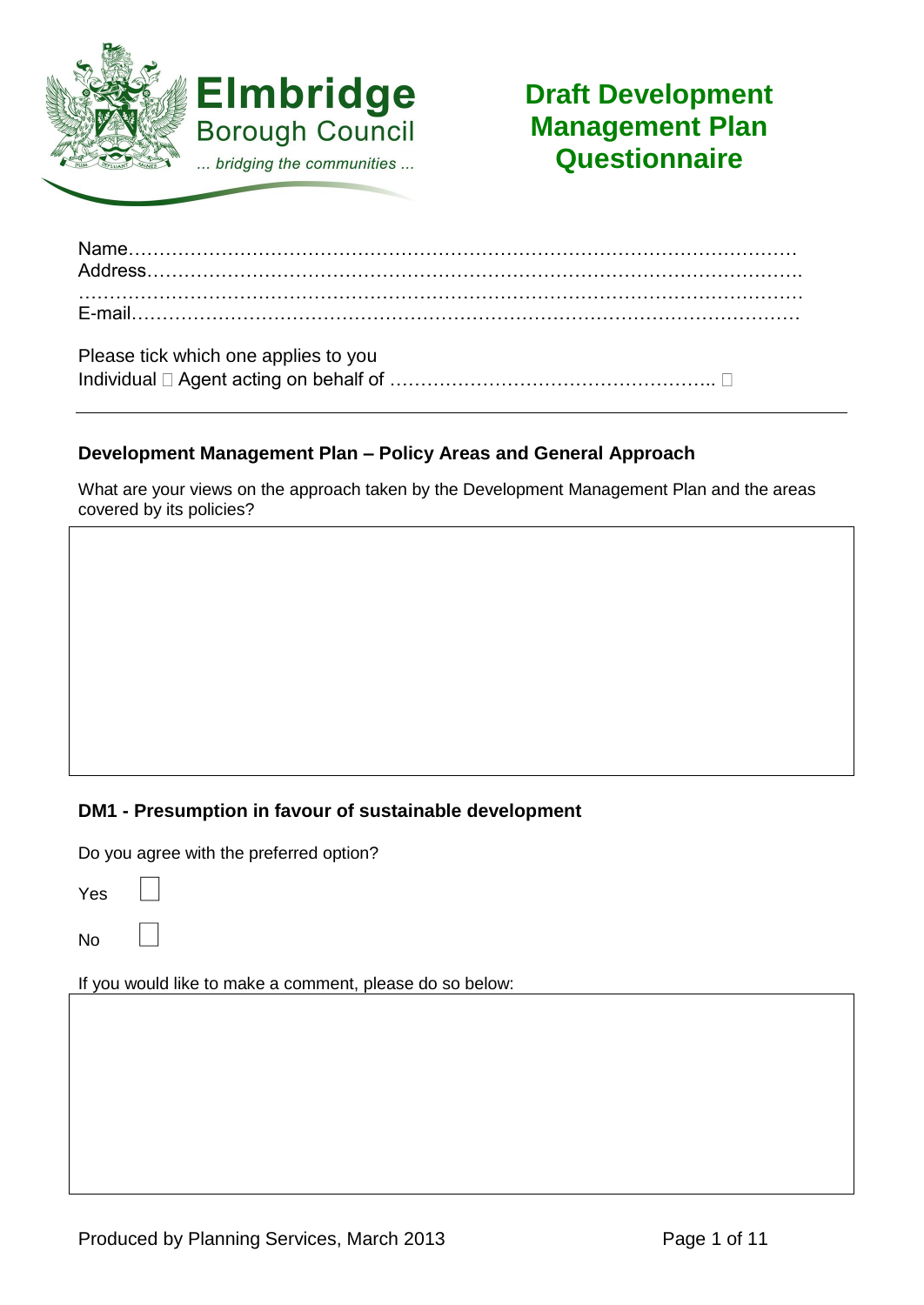Elmbridge Borough Council

*... bridging the communities ...*

# Draft Development Management Plan Questionnaire

Name…………………………………………………………………………………………

Address………………………………………………………………………………………

……………………………………………………………………………………………………

E-mail…………………………………………………………………………………………

Please tick which one applies to you

Individual ☐ Agent acting on behalf of …………………………………………….. ☐

---

## Development Management Plan – Policy Areas and General Approach

What are your views on the approach taken by the Development Management Plan and the areas covered by its policies?

## DM1 - Presumption in favour of sustainable development

Do you agree with the preferred option?

Yes ☐

No ☐

If you would like to make a comment, please do so below:

Produced by Planning Services, March 2013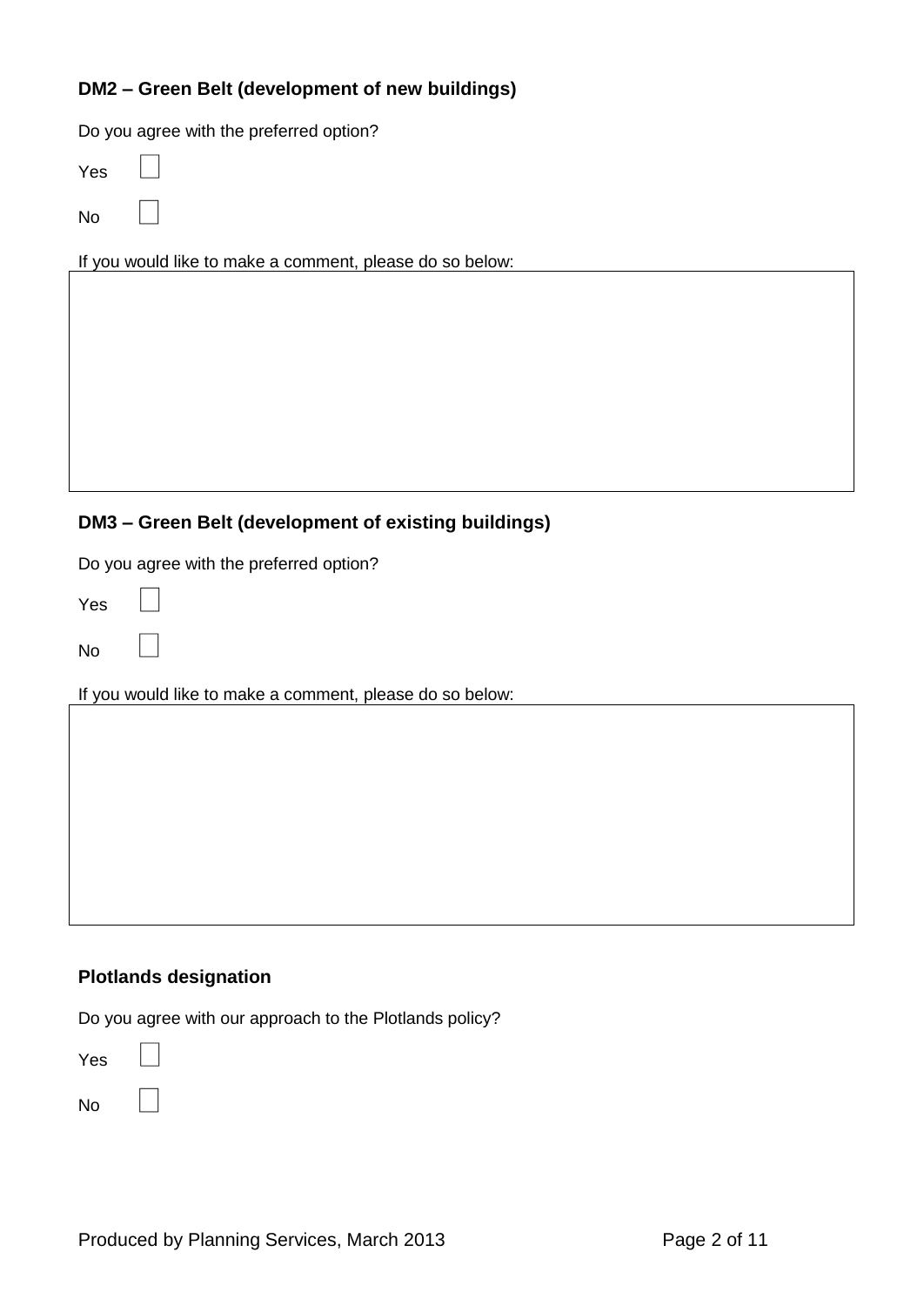### DM2 – Green Belt (development of new buildings)

Do you agree with the preferred option?

Yes ☐

No ☐

If you would like to make a comment, please do so below:

### DM3 – Green Belt (development of existing buildings)

Do you agree with the preferred option?

Yes ☐

No ☐

If you would like to make a comment, please do so below:

### Plotlands designation

Do you agree with our approach to the Plotlands policy?

Yes ☐

No ☐

Produced by Planning Services, March 2013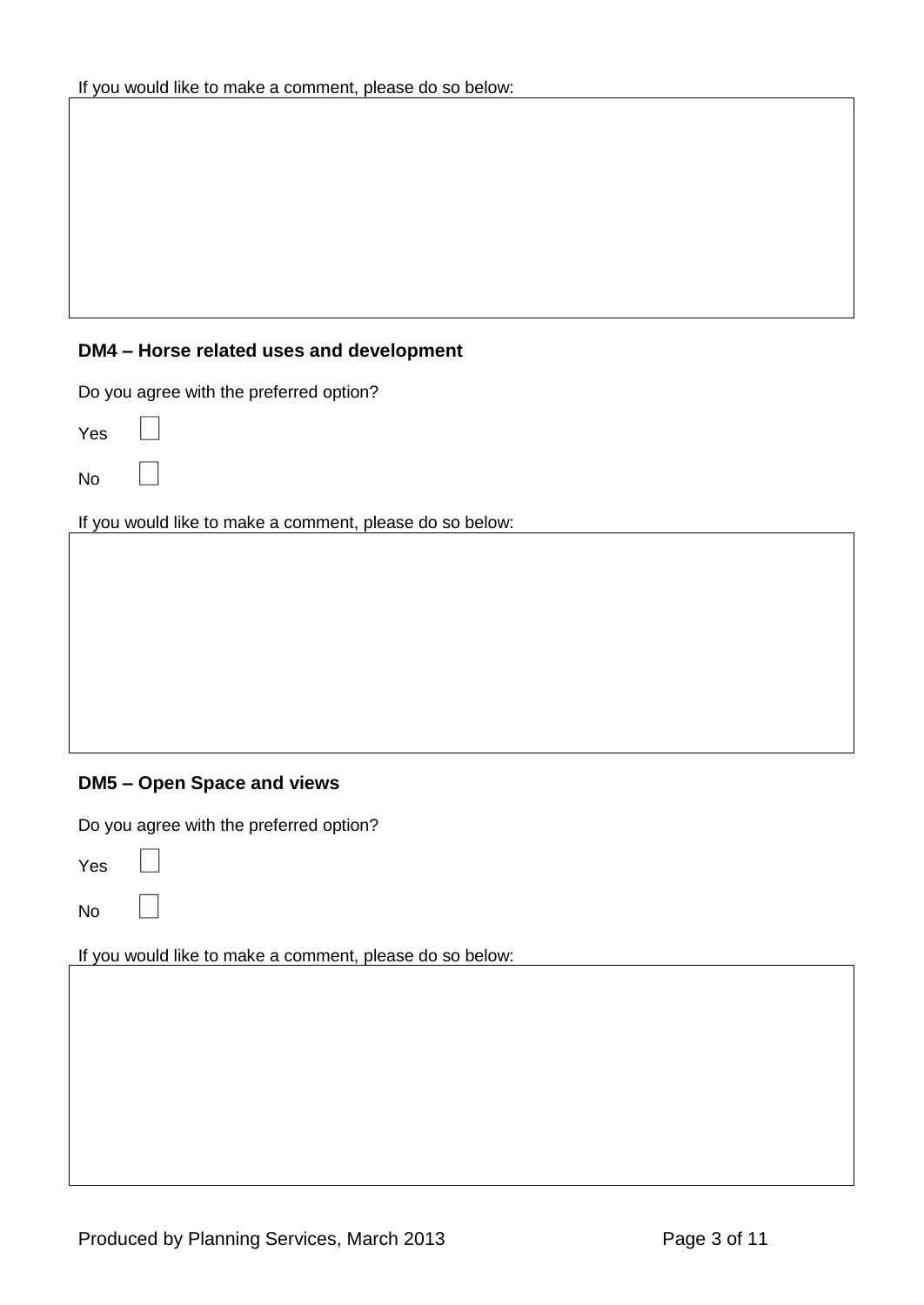If you would like to make a comment, please do so below:

**DM4 – Horse related uses and development**

Do you agree with the preferred option?

Yes ☐

No ☐

If you would like to make a comment, please do so below:

**DM5 – Open Space and views**

Do you agree with the preferred option?

Yes ☐

No ☐

If you would like to make a comment, please do so below:

Produced by Planning Services, March 2013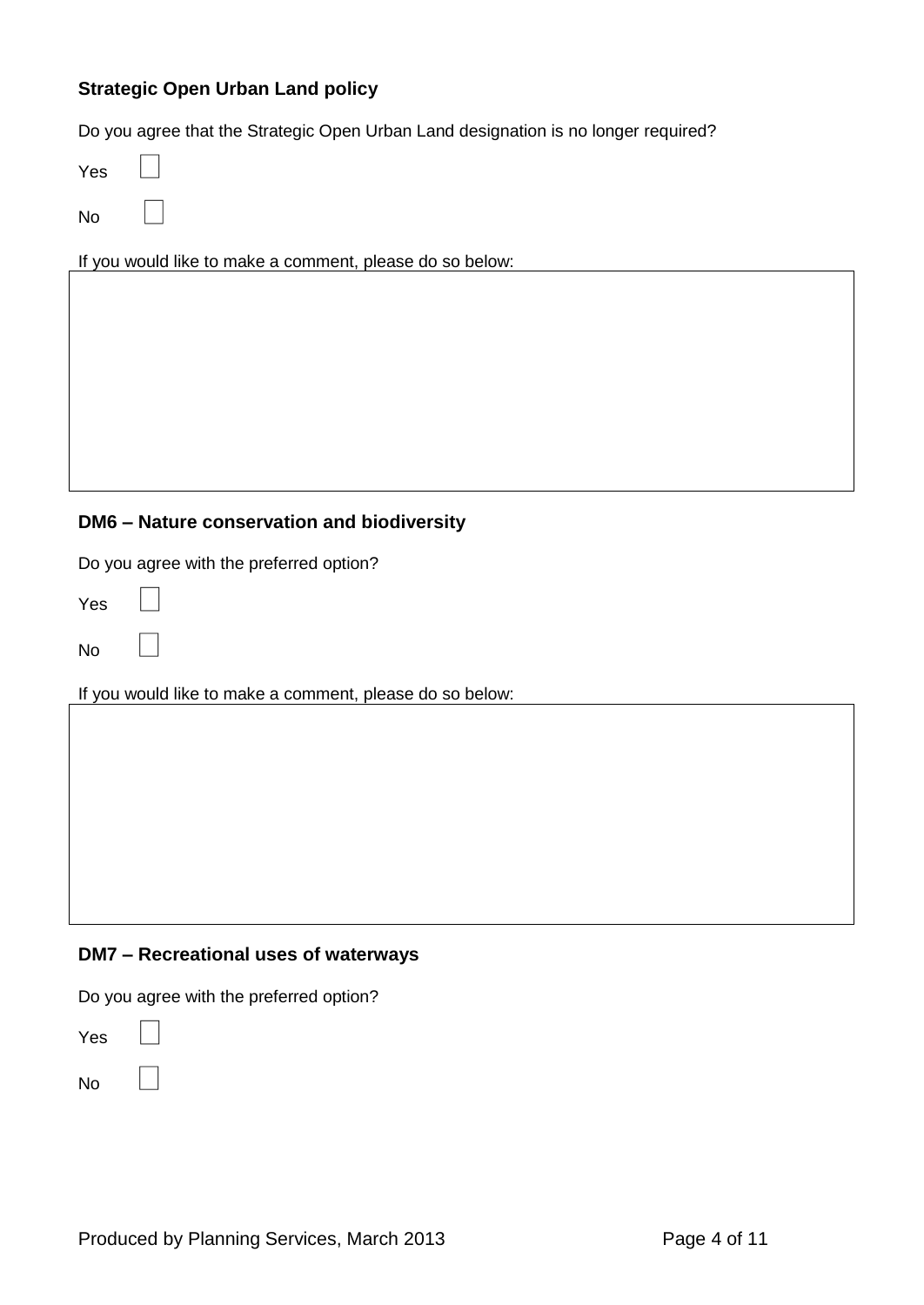### Strategic Open Urban Land policy

Do you agree that the Strategic Open Urban Land designation is no longer required?

Yes ☐

No ☐

If you would like to make a comment, please do so below:

|   |
|---|
|   |

### DM6 – Nature conservation and biodiversity

Do you agree with the preferred option?

Yes ☐

No ☐

If you would like to make a comment, please do so below:

|   |
|---|
|   |

### DM7 – Recreational uses of waterways

Do you agree with the preferred option?

Yes ☐

No ☐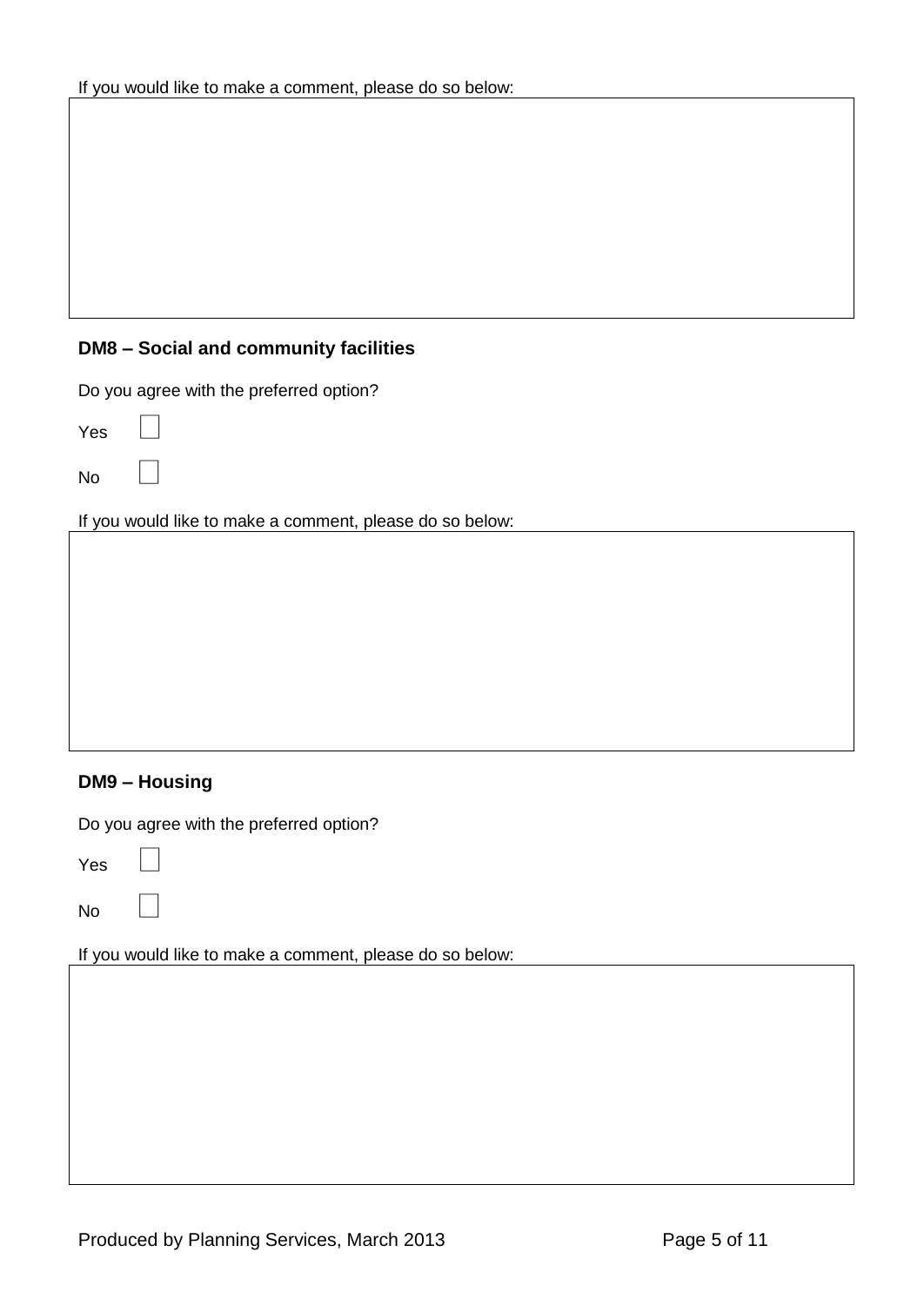If you would like to make a comment, please do so below:

**DM8 – Social and community facilities**

Do you agree with the preferred option?

Yes ☐

No ☐

If you would like to make a comment, please do so below:

**DM9 – Housing**

Do you agree with the preferred option?

Yes ☐

No ☐

If you would like to make a comment, please do so below: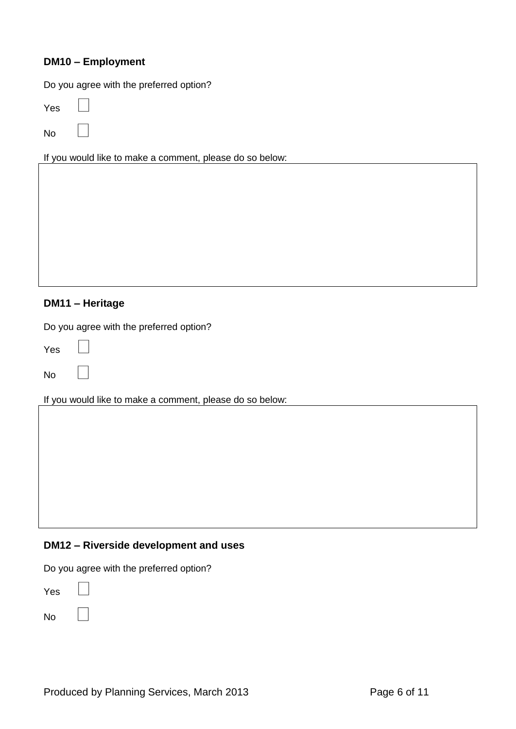**DM10 – Employment**

Do you agree with the preferred option?

Yes ☐

No ☐

If you would like to make a comment, please do so below:

| |
|---|
| |

**DM11 – Heritage**

Do you agree with the preferred option?

Yes ☐

No ☐

If you would like to make a comment, please do so below:

| |
|---|
| |

**DM12 – Riverside development and uses**

Do you agree with the preferred option?

Yes ☐

No ☐

Produced by Planning Services, March 2013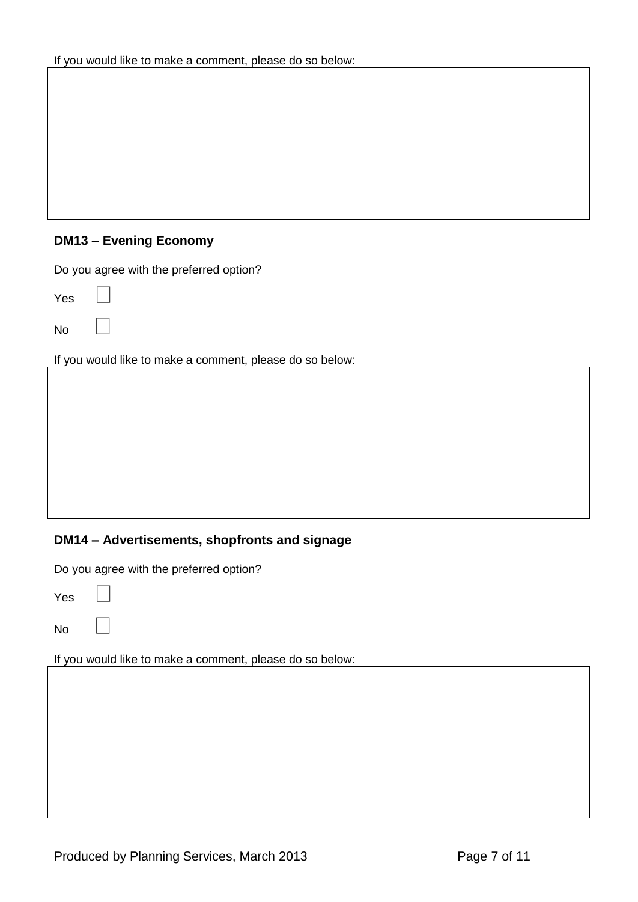If you would like to make a comment, please do so below:

## DM13 – Evening Economy

Do you agree with the preferred option?

Yes ☐

No ☐

If you would like to make a comment, please do so below:

## DM14 – Advertisements, shopfronts and signage

Do you agree with the preferred option?

Yes ☐

No ☐

If you would like to make a comment, please do so below:

Produced by Planning Services, March 2013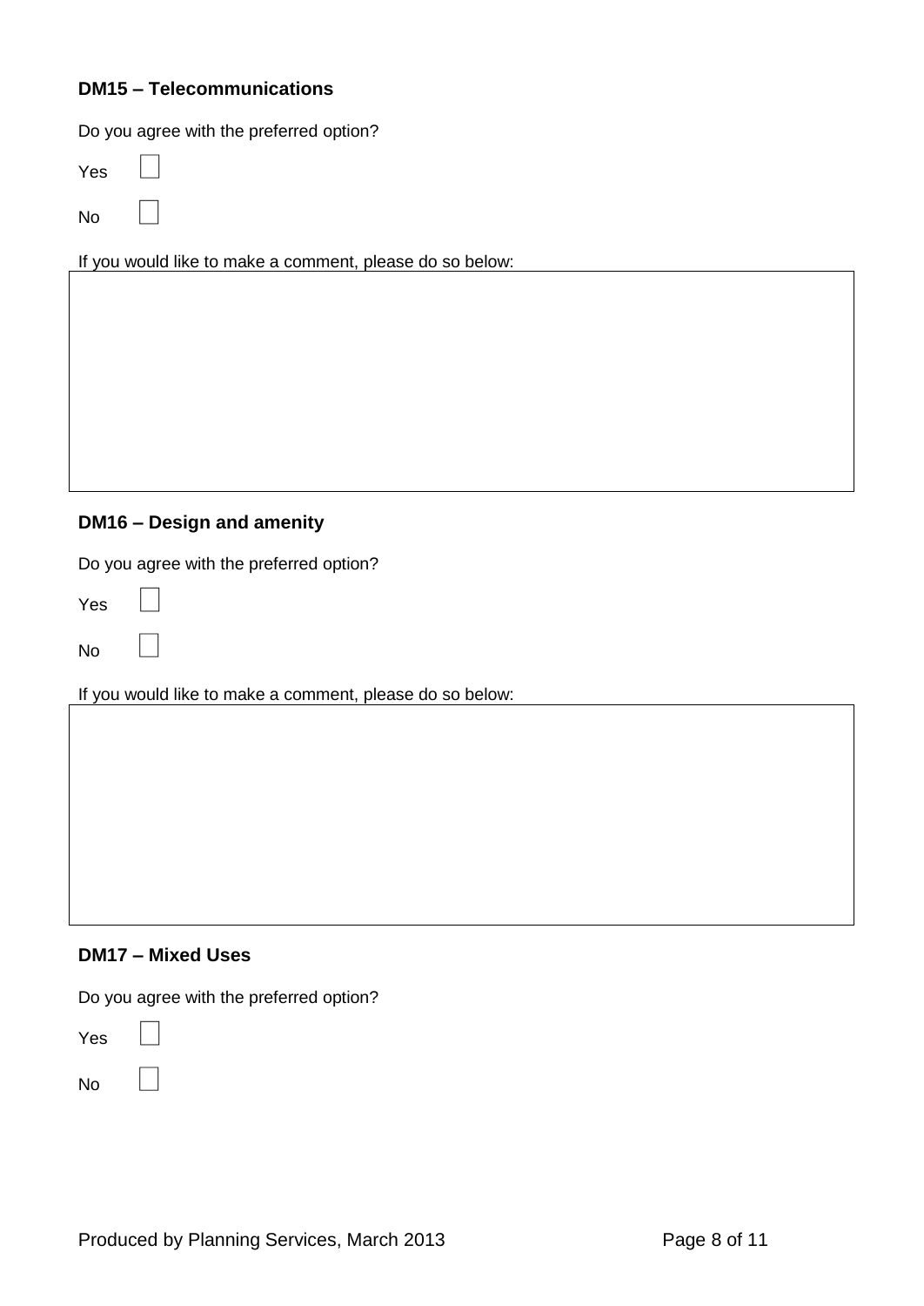### DM15 – Telecommunications

Do you agree with the preferred option?

Yes ☐

No ☐

If you would like to make a comment, please do so below:

| |
|---|
| |

### DM16 – Design and amenity

Do you agree with the preferred option?

Yes ☐

No ☐

If you would like to make a comment, please do so below:

| |
|---|
| |

### DM17 – Mixed Uses

Do you agree with the preferred option?

Yes ☐

No ☐

Produced by Planning Services, March 2013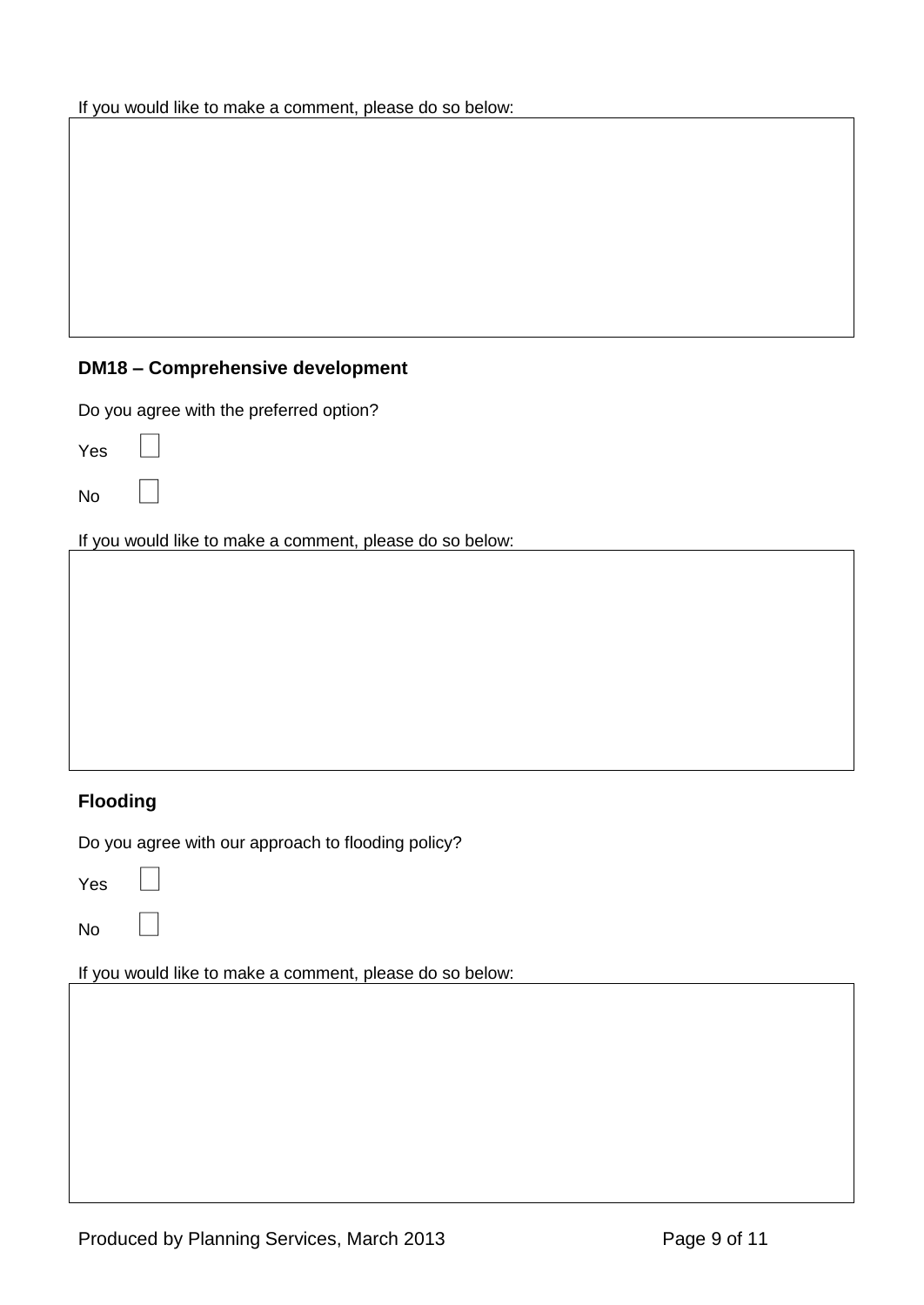If you would like to make a comment, please do so below:

**DM18 – Comprehensive development**

Do you agree with the preferred option?

Yes ☐

No ☐

If you would like to make a comment, please do so below:

**Flooding**

Do you agree with our approach to flooding policy?

Yes ☐

No ☐

If you would like to make a comment, please do so below:

Produced by Planning Services, March 2013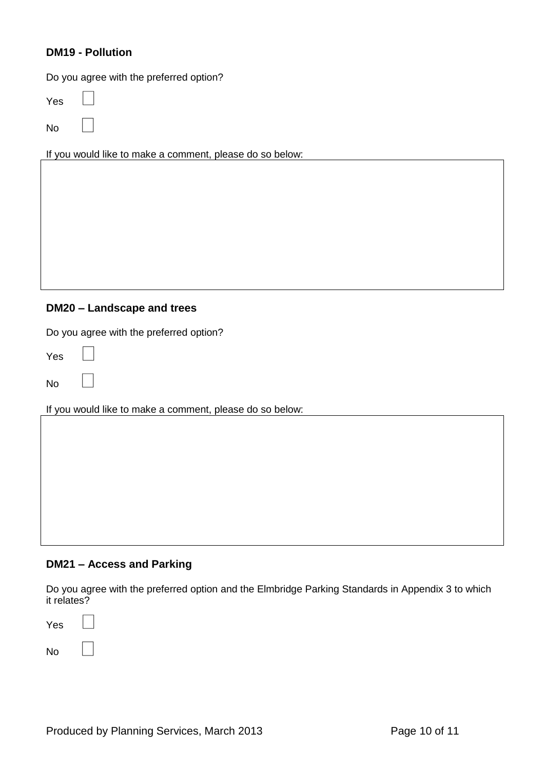### DM19 - Pollution

Do you agree with the preferred option?

Yes ☐

No ☐

If you would like to make a comment, please do so below:

|  |
|---|
|  |

### DM20 – Landscape and trees

Do you agree with the preferred option?

Yes ☐

No ☐

If you would like to make a comment, please do so below:

|  |
|---|
|  |

### DM21 – Access and Parking

Do you agree with the preferred option and the Elmbridge Parking Standards in Appendix 3 to which it relates?

Yes ☐

No ☐

Produced by Planning Services, March 2013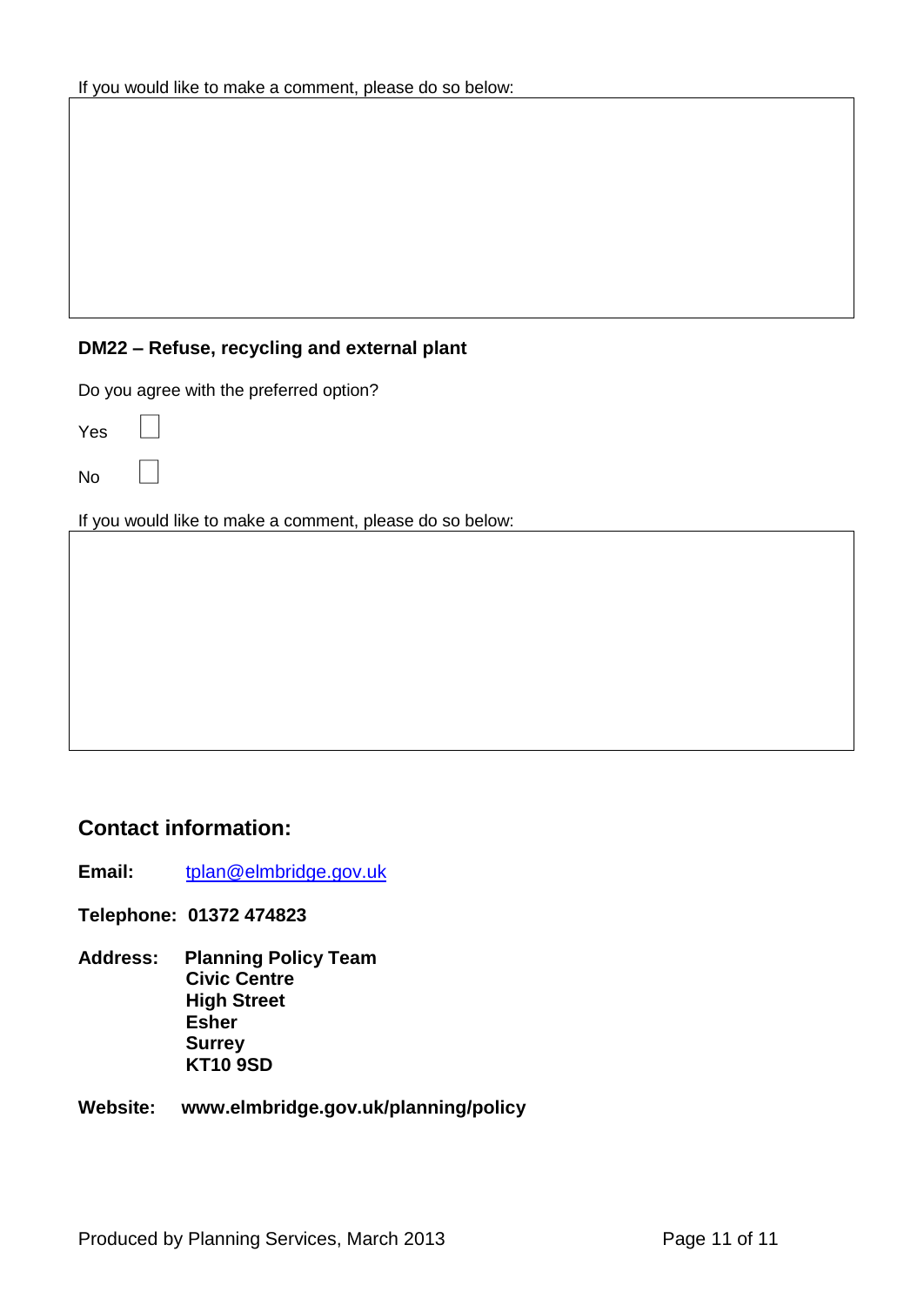If you would like to make a comment, please do so below:

### DM22 – Refuse, recycling and external plant

Do you agree with the preferred option?

Yes ☐

No ☐

If you would like to make a comment, please do so below:

## Contact information:

**Email:** tplan@elmbridge.gov.uk

**Telephone: 01372 474823**

**Address: Planning Policy Team**
**Civic Centre**
**High Street**
**Esher**
**Surrey**
**KT10 9SD**

**Website: www.elmbridge.gov.uk/planning/policy**

Produced by Planning Services, March 2013